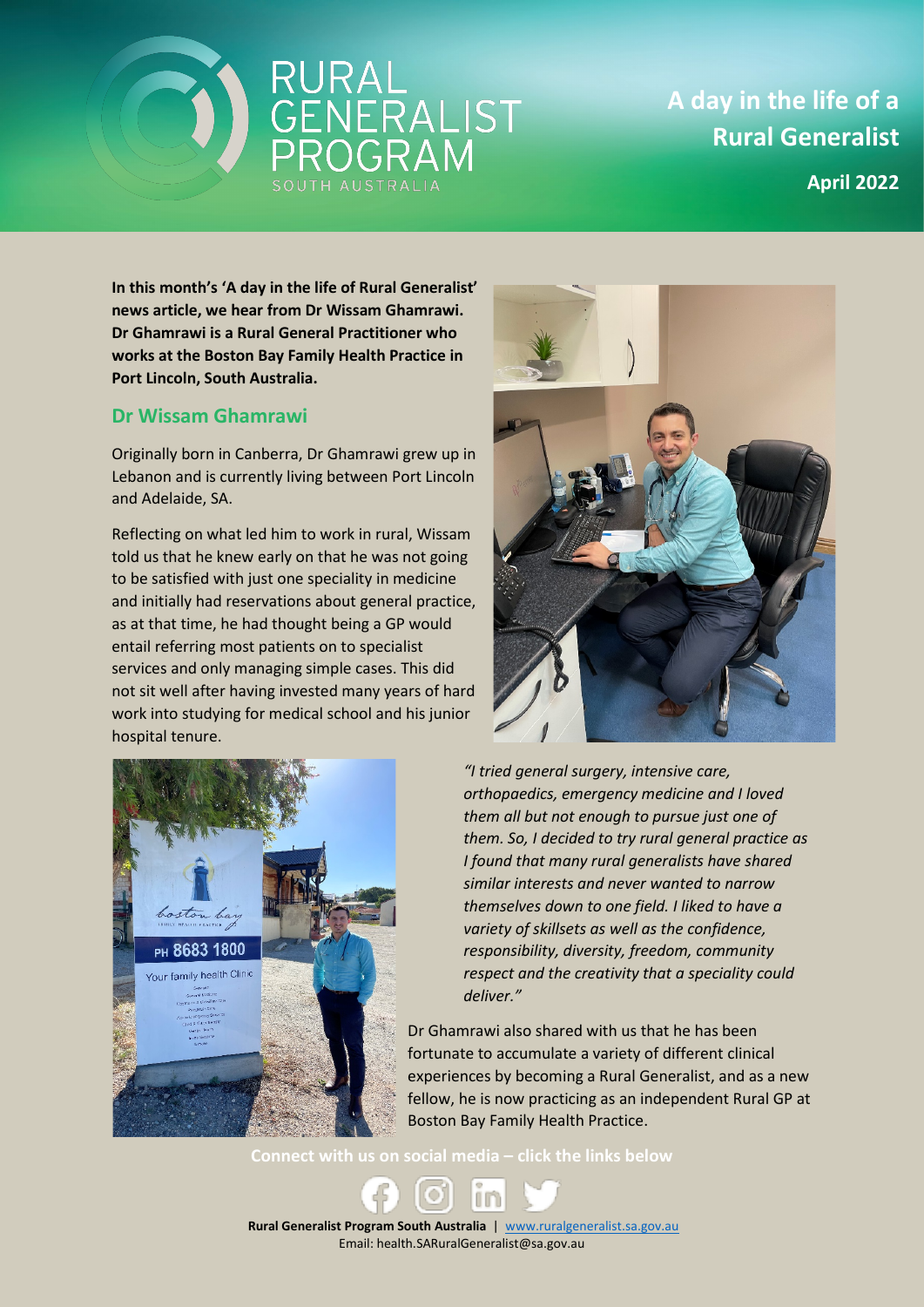# RURAL GENERALIST PROGRAM SOUTH AUSTRALIA

## A day in the life of a Rural Generalist

**April 2022**

**In this month's 'A day in the life of Rural Generalist' news article, we hear from Dr Wissam Ghamrawi. Dr Ghamrawi is a Rural General Practitioner who works at the Boston Bay Family Health Practice in Port Lincoln, South Australia.**

## Dr Wissam Ghamrawi

Originally born in Canberra, Dr Ghamrawi grew up in Lebanon and is currently living between Port Lincoln and Adelaide, SA.

Reflecting on what led him to work in rural, Wissam told us that he knew early on that he was not going to be satisfied with just one speciality in medicine and initially had reservations about general practice, as at that time, he had thought being a GP would entail referring most patients on to specialist services and only managing simple cases. This did not sit well after having invested many years of hard work into studying for medical school and his junior hospital tenure.

*"I tried general surgery, intensive care, orthopaedics, emergency medicine and I loved them all but not enough to pursue just one of them. So, I decided to try rural general practice as I found that many rural generalists have shared similar interests and never wanted to narrow themselves down to one field. I liked to have a variety of skillsets as well as the confidence, responsibility, diversity, freedom, community respect and the creativity that a speciality could deliver."*

Dr Ghamrawi also shared with us that he has been fortunate to accumulate a variety of different clinical experiences by becoming a Rural Generalist, and as a new fellow, he is now practicing as an independent Rural GP at Boston Bay Family Health Practice.

Connect with us on social media – click the links below

**Rural Generalist Program South Australia** | www.ruralgeneralist.sa.gov.au
Email: health.SARuralGeneralist@sa.gov.au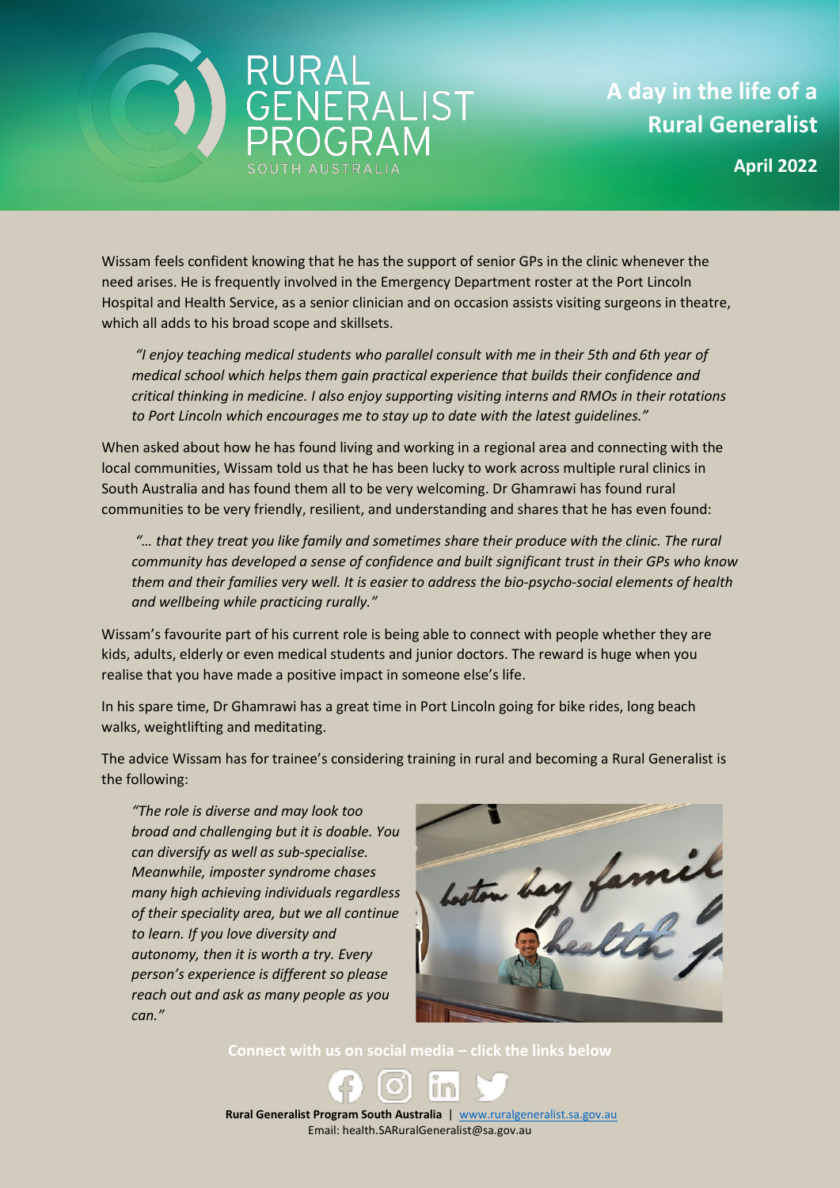Wissam feels confident knowing that he has the support of senior GPs in the clinic whenever the need arises. He is frequently involved in the Emergency Department roster at the Port Lincoln Hospital and Health Service, as a senior clinician and on occasion assists visiting surgeons in theatre, which all adds to his broad scope and skillsets.

> *"I enjoy teaching medical students who parallel consult with me in their 5th and 6th year of medical school which helps them gain practical experience that builds their confidence and critical thinking in medicine. I also enjoy supporting visiting interns and RMOs in their rotations to Port Lincoln which encourages me to stay up to date with the latest guidelines."*

When asked about how he has found living and working in a regional area and connecting with the local communities, Wissam told us that he has been lucky to work across multiple rural clinics in South Australia and has found them all to be very welcoming. Dr Ghamrawi has found rural communities to be very friendly, resilient, and understanding and shares that he has even found:

> *"… that they treat you like family and sometimes share their produce with the clinic. The rural community has developed a sense of confidence and built significant trust in their GPs who know them and their families very well. It is easier to address the bio-psycho-social elements of health and wellbeing while practicing rurally."*

Wissam's favourite part of his current role is being able to connect with people whether they are kids, adults, elderly or even medical students and junior doctors. The reward is huge when you realise that you have made a positive impact in someone else's life.

In his spare time, Dr Ghamrawi has a great time in Port Lincoln going for bike rides, long beach walks, weightlifting and meditating.

The advice Wissam has for trainee's considering training in rural and becoming a Rural Generalist is the following:

> *"The role is diverse and may look too broad and challenging but it is doable. You can diversify as well as sub-specialise. Meanwhile, imposter syndrome chases many high achieving individuals regardless of their speciality area, but we all continue to learn. If you love diversity and autonomy, then it is worth a try. Every person's experience is different so please reach out and ask as many people as you can."*

**Connect with us on social media – click the links below**

**Rural Generalist Program South Australia** | www.ruralgeneralist.sa.gov.au
Email: health.SARuralGeneralist@sa.gov.au